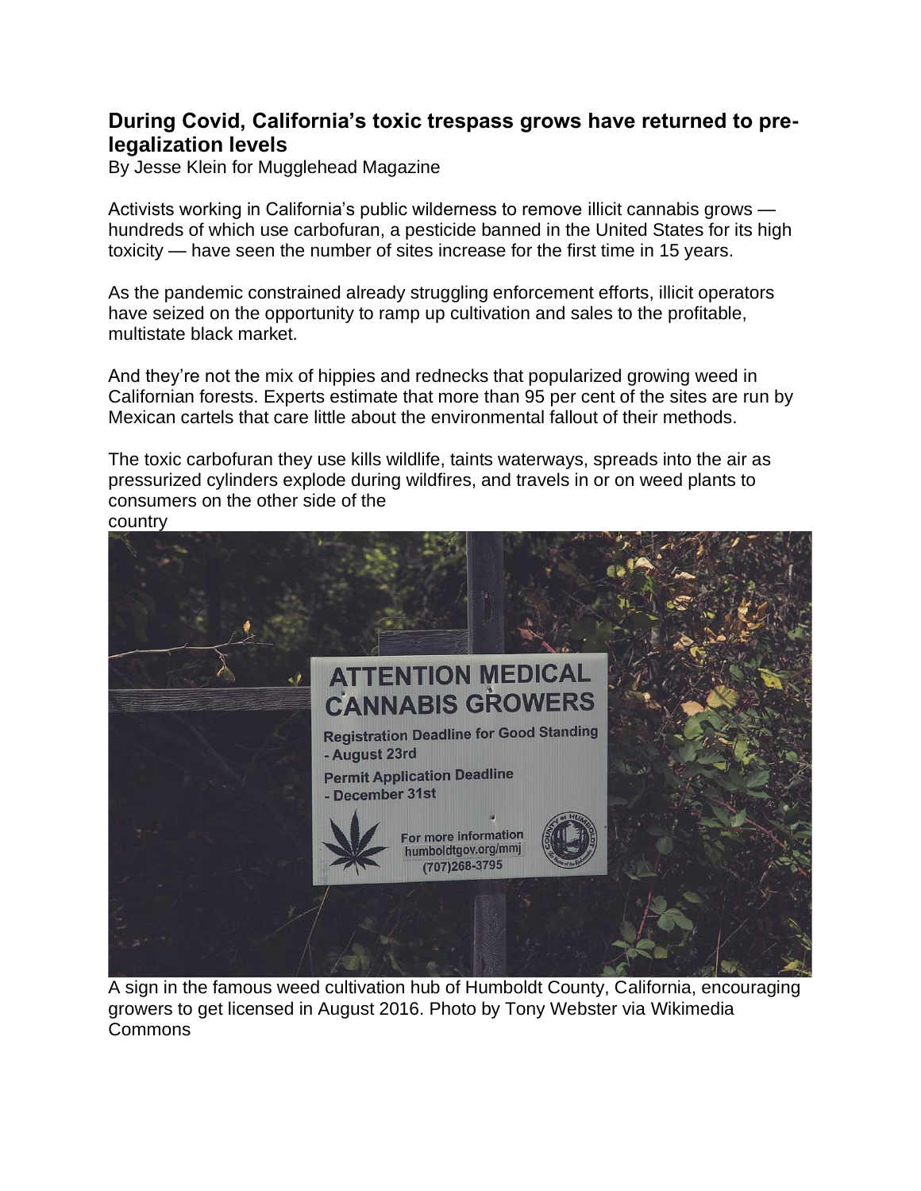## During Covid, California's toxic trespass grows have returned to pre-legalization levels

By Jesse Klein for Mugglehead Magazine

Activists working in California's public wilderness to remove illicit cannabis grows — hundreds of which use carbofuran, a pesticide banned in the United States for its high toxicity — have seen the number of sites increase for the first time in 15 years.

As the pandemic constrained already struggling enforcement efforts, illicit operators have seized on the opportunity to ramp up cultivation and sales to the profitable, multistate black market.

And they're not the mix of hippies and rednecks that popularized growing weed in Californian forests. Experts estimate that more than 95 per cent of the sites are run by Mexican cartels that care little about the environmental fallout of their methods.

The toxic carbofuran they use kills wildlife, taints waterways, spreads into the air as pressurized cylinders explode during wildfires, and travels in or on weed plants to consumers on the other side of the country

A sign in the famous weed cultivation hub of Humboldt County, California, encouraging growers to get licensed in August 2016. Photo by Tony Webster via Wikimedia Commons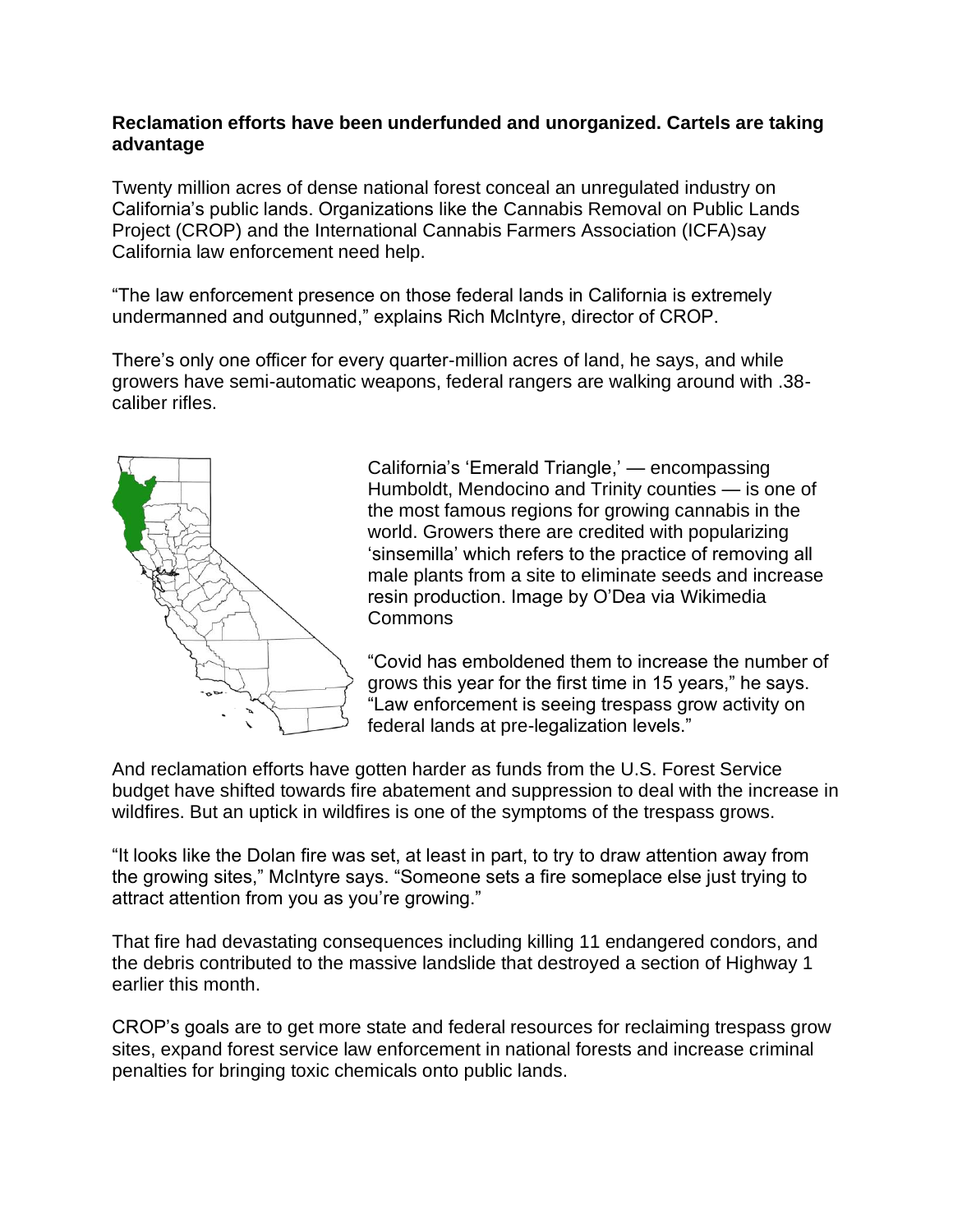**Reclamation efforts have been underfunded and unorganized. Cartels are taking advantage**

Twenty million acres of dense national forest conceal an unregulated industry on California's public lands. Organizations like the Cannabis Removal on Public Lands Project (CROP) and the International Cannabis Farmers Association (ICFA)say California law enforcement need help.

"The law enforcement presence on those federal lands in California is extremely undermanned and outgunned," explains Rich McIntyre, director of CROP.

There's only one officer for every quarter-million acres of land, he says, and while growers have semi-automatic weapons, federal rangers are walking around with .38-caliber rifles.

California's 'Emerald Triangle,' — encompassing Humboldt, Mendocino and Trinity counties — is one of the most famous regions for growing cannabis in the world. Growers there are credited with popularizing 'sinsemilla' which refers to the practice of removing all male plants from a site to eliminate seeds and increase resin production. Image by O'Dea via Wikimedia Commons

"Covid has emboldened them to increase the number of grows this year for the first time in 15 years," he says. "Law enforcement is seeing trespass grow activity on federal lands at pre-legalization levels."

And reclamation efforts have gotten harder as funds from the U.S. Forest Service budget have shifted towards fire abatement and suppression to deal with the increase in wildfires. But an uptick in wildfires is one of the symptoms of the trespass grows.

"It looks like the Dolan fire was set, at least in part, to try to draw attention away from the growing sites," McIntyre says. "Someone sets a fire someplace else just trying to attract attention from you as you're growing."

That fire had devastating consequences including killing 11 endangered condors, and the debris contributed to the massive landslide that destroyed a section of Highway 1 earlier this month.

CROP's goals are to get more state and federal resources for reclaiming trespass grow sites, expand forest service law enforcement in national forests and increase criminal penalties for bringing toxic chemicals onto public lands.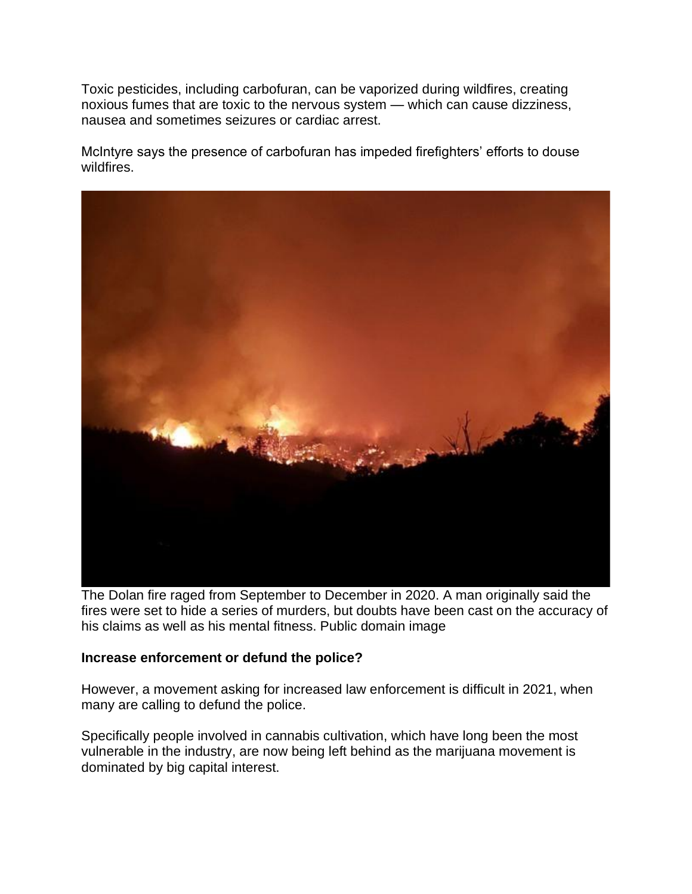Toxic pesticides, including carbofuran, can be vaporized during wildfires, creating noxious fumes that are toxic to the nervous system — which can cause dizziness, nausea and sometimes seizures or cardiac arrest.

McIntyre says the presence of carbofuran has impeded firefighters' efforts to douse wildfires.

The Dolan fire raged from September to December in 2020. A man originally said the fires were set to hide a series of murders, but doubts have been cast on the accuracy of his claims as well as his mental fitness. Public domain image

**Increase enforcement or defund the police?**

However, a movement asking for increased law enforcement is difficult in 2021, when many are calling to defund the police.

Specifically people involved in cannabis cultivation, which have long been the most vulnerable in the industry, are now being left behind as the marijuana movement is dominated by big capital interest.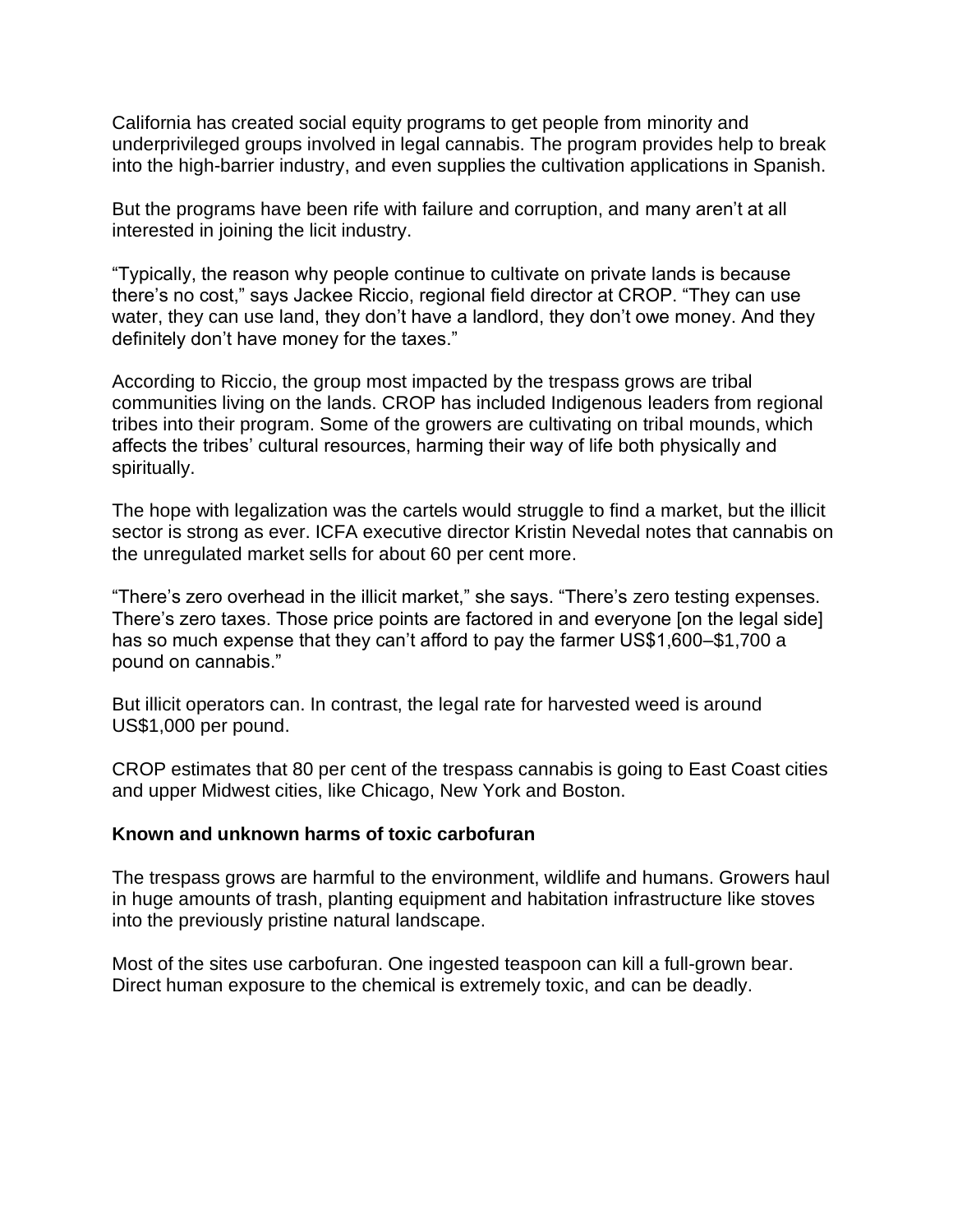California has created social equity programs to get people from minority and underprivileged groups involved in legal cannabis. The program provides help to break into the high-barrier industry, and even supplies the cultivation applications in Spanish.

But the programs have been rife with failure and corruption, and many aren't at all interested in joining the licit industry.

"Typically, the reason why people continue to cultivate on private lands is because there's no cost," says Jackee Riccio, regional field director at CROP. "They can use water, they can use land, they don't have a landlord, they don't owe money. And they definitely don't have money for the taxes."

According to Riccio, the group most impacted by the trespass grows are tribal communities living on the lands. CROP has included Indigenous leaders from regional tribes into their program. Some of the growers are cultivating on tribal mounds, which affects the tribes' cultural resources, harming their way of life both physically and spiritually.

The hope with legalization was the cartels would struggle to find a market, but the illicit sector is strong as ever. ICFA executive director Kristin Nevedal notes that cannabis on the unregulated market sells for about 60 per cent more.

"There's zero overhead in the illicit market," she says. "There's zero testing expenses. There's zero taxes. Those price points are factored in and everyone [on the legal side] has so much expense that they can't afford to pay the farmer US$1,600–$1,700 a pound on cannabis."

But illicit operators can. In contrast, the legal rate for harvested weed is around US$1,000 per pound.

CROP estimates that 80 per cent of the trespass cannabis is going to East Coast cities and upper Midwest cities, like Chicago, New York and Boston.

### Known and unknown harms of toxic carbofuran

The trespass grows are harmful to the environment, wildlife and humans. Growers haul in huge amounts of trash, planting equipment and habitation infrastructure like stoves into the previously pristine natural landscape.

Most of the sites use carbofuran. One ingested teaspoon can kill a full-grown bear. Direct human exposure to the chemical is extremely toxic, and can be deadly.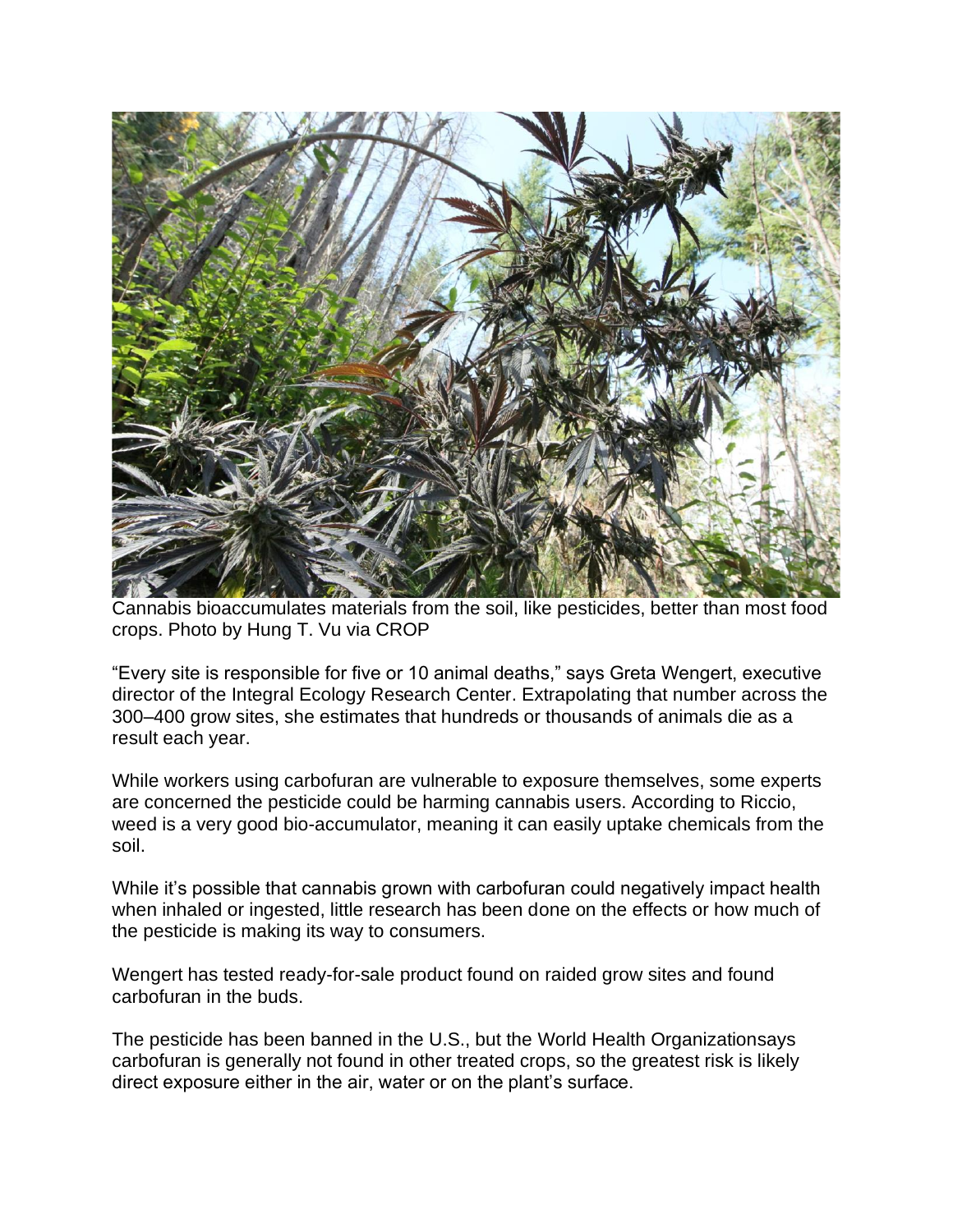Cannabis bioaccumulates materials from the soil, like pesticides, better than most food crops. Photo by Hung T. Vu via CROP

"Every site is responsible for five or 10 animal deaths," says Greta Wengert, executive director of the Integral Ecology Research Center. Extrapolating that number across the 300–400 grow sites, she estimates that hundreds or thousands of animals die as a result each year.

While workers using carbofuran are vulnerable to exposure themselves, some experts are concerned the pesticide could be harming cannabis users. According to Riccio, weed is a very good bio-accumulator, meaning it can easily uptake chemicals from the soil.

While it's possible that cannabis grown with carbofuran could negatively impact health when inhaled or ingested, little research has been done on the effects or how much of the pesticide is making its way to consumers.

Wengert has tested ready-for-sale product found on raided grow sites and found carbofuran in the buds.

The pesticide has been banned in the U.S., but the World Health Organizationsays carbofuran is generally not found in other treated crops, so the greatest risk is likely direct exposure either in the air, water or on the plant's surface.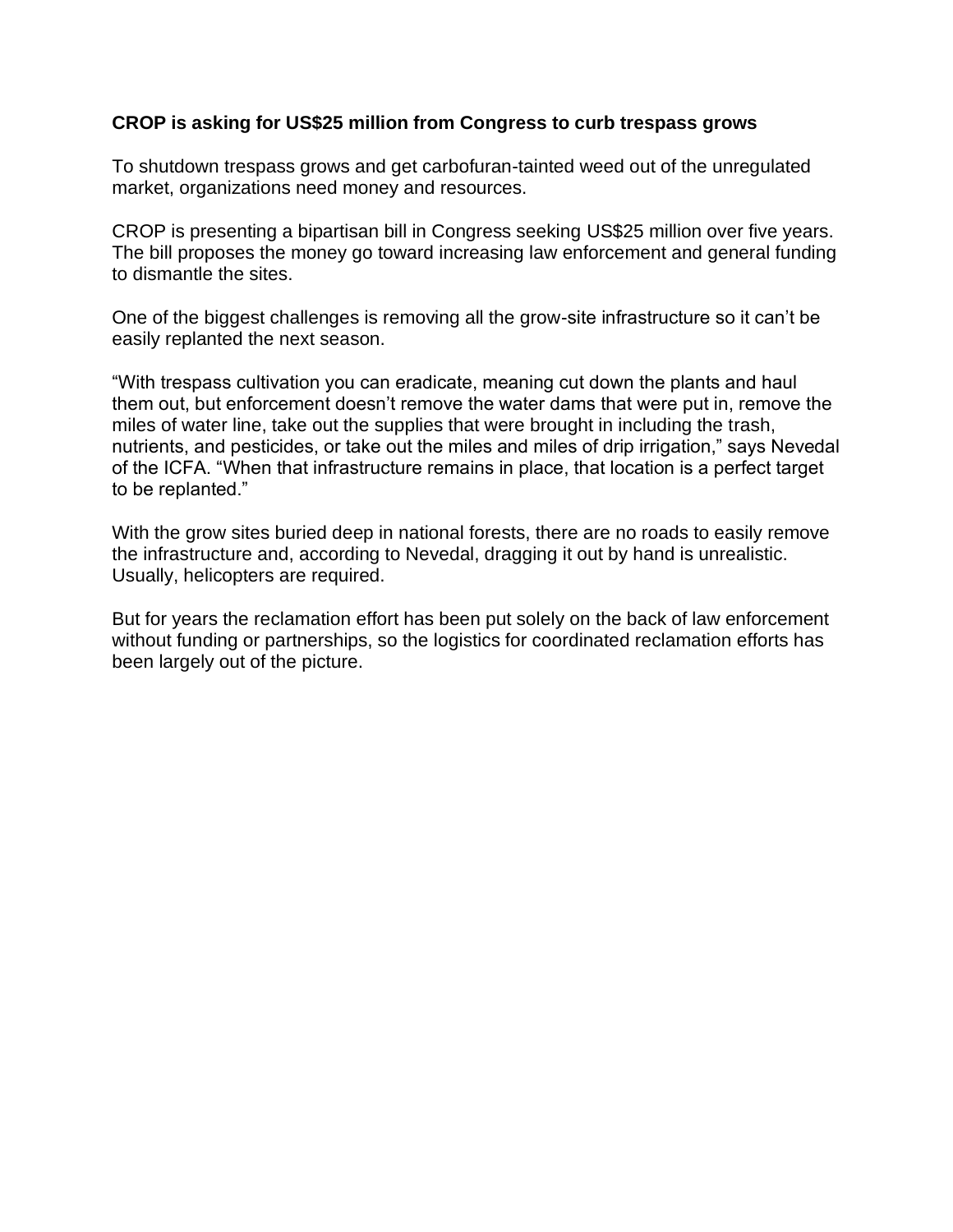**CROP is asking for US$25 million from Congress to curb trespass grows**

To shutdown trespass grows and get carbofuran-tainted weed out of the unregulated market, organizations need money and resources.

CROP is presenting a bipartisan bill in Congress seeking US$25 million over five years. The bill proposes the money go toward increasing law enforcement and general funding to dismantle the sites.

One of the biggest challenges is removing all the grow-site infrastructure so it can't be easily replanted the next season.

"With trespass cultivation you can eradicate, meaning cut down the plants and haul them out, but enforcement doesn't remove the water dams that were put in, remove the miles of water line, take out the supplies that were brought in including the trash, nutrients, and pesticides, or take out the miles and miles of drip irrigation," says Nevedal of the ICFA. "When that infrastructure remains in place, that location is a perfect target to be replanted."

With the grow sites buried deep in national forests, there are no roads to easily remove the infrastructure and, according to Nevedal, dragging it out by hand is unrealistic. Usually, helicopters are required.

But for years the reclamation effort has been put solely on the back of law enforcement without funding or partnerships, so the logistics for coordinated reclamation efforts has been largely out of the picture.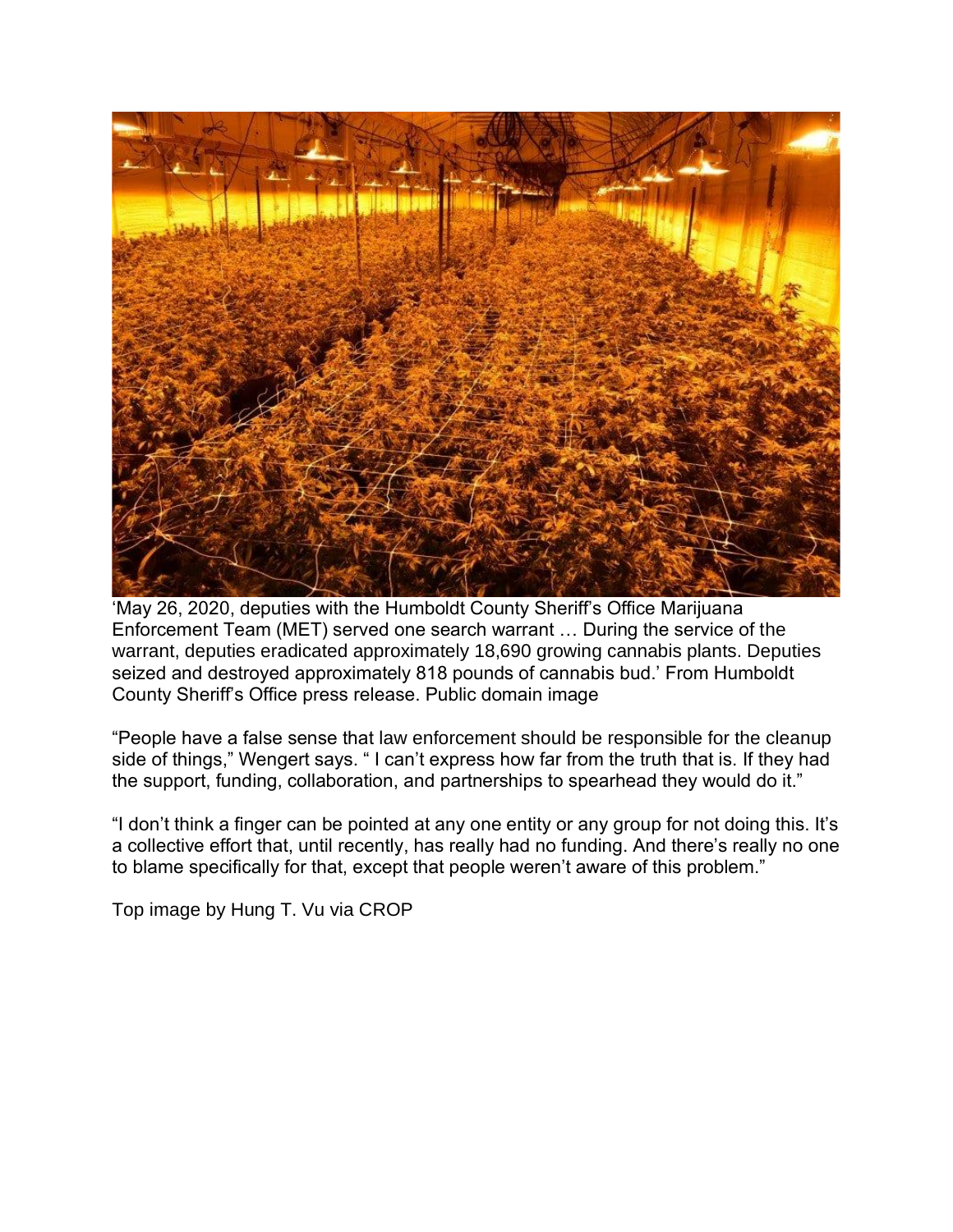'May 26, 2020, deputies with the Humboldt County Sheriff's Office Marijuana Enforcement Team (MET) served one search warrant … During the service of the warrant, deputies eradicated approximately 18,690 growing cannabis plants. Deputies seized and destroyed approximately 818 pounds of cannabis bud.' From Humboldt County Sheriff's Office press release. Public domain image

"People have a false sense that law enforcement should be responsible for the cleanup side of things," Wengert says. " I can't express how far from the truth that is. If they had the support, funding, collaboration, and partnerships to spearhead they would do it."

"I don't think a finger can be pointed at any one entity or any group for not doing this. It's a collective effort that, until recently, has really had no funding. And there's really no one to blame specifically for that, except that people weren't aware of this problem."

Top image by Hung T. Vu via CROP